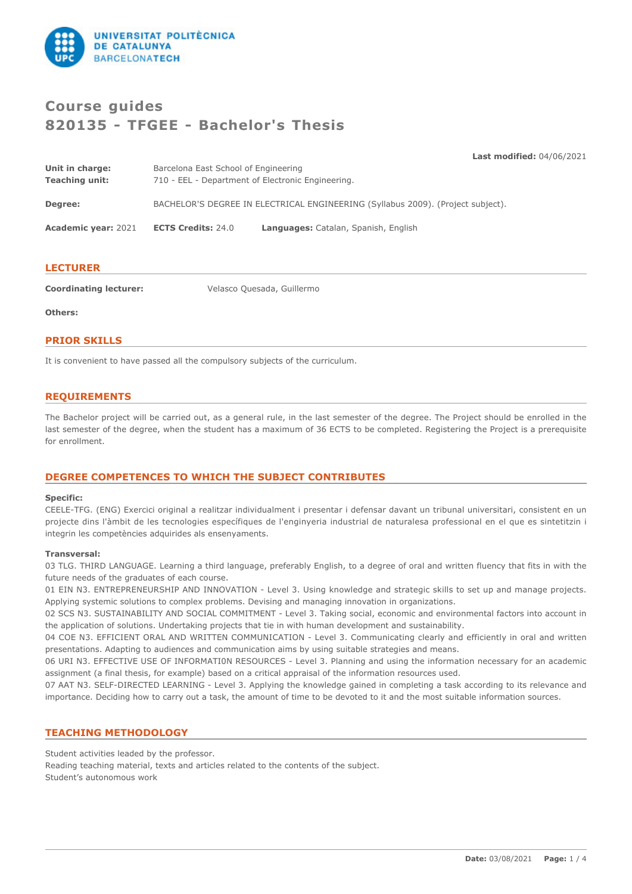# Course guides
# 820135 - TFGEE - Bachelor's Thesis

**Last modified:** 04/06/2021

**Unit in charge:** Barcelona East School of Engineering
**Teaching unit:** 710 - EEL - Department of Electronic Engineering.

**Degree:** BACHELOR'S DEGREE IN ELECTRICAL ENGINEERING (Syllabus 2009). (Project subject).

**Academic year:** 2021 **ECTS Credits:** 24.0 **Languages:** Catalan, Spanish, English

## LECTURER

**Coordinating lecturer:** Velasco Quesada, Guillermo

**Others:**

## PRIOR SKILLS

It is convenient to have passed all the compulsory subjects of the curriculum.

## REQUIREMENTS

The Bachelor project will be carried out, as a general rule, in the last semester of the degree. The Project should be enrolled in the last semester of the degree, when the student has a maximum of 36 ECTS to be completed. Registering the Project is a prerequisite for enrollment.

## DEGREE COMPETENCES TO WHICH THE SUBJECT CONTRIBUTES

**Specific:**

CEELE-TFG. (ENG) Exercici original a realitzar individualment i presentar i defensar davant un tribunal universitari, consistent en un projecte dins l'àmbit de les tecnologies específiques de l'enginyeria industrial de naturalesa professional en el que es sintetitzin i integrin les competències adquirides als ensenyaments.

**Transversal:**

03 TLG. THIRD LANGUAGE. Learning a third language, preferably English, to a degree of oral and written fluency that fits in with the future needs of the graduates of each course.

01 EIN N3. ENTREPRENEURSHIP AND INNOVATION - Level 3. Using knowledge and strategic skills to set up and manage projects. Applying systemic solutions to complex problems. Devising and managing innovation in organizations.

02 SCS N3. SUSTAINABILITY AND SOCIAL COMMITMENT - Level 3. Taking social, economic and environmental factors into account in the application of solutions. Undertaking projects that tie in with human development and sustainability.

04 COE N3. EFFICIENT ORAL AND WRITTEN COMMUNICATION - Level 3. Communicating clearly and efficiently in oral and written presentations. Adapting to audiences and communication aims by using suitable strategies and means.

06 URI N3. EFFECTIVE USE OF INFORMATI0N RESOURCES - Level 3. Planning and using the information necessary for an academic assignment (a final thesis, for example) based on a critical appraisal of the information resources used.

07 AAT N3. SELF-DIRECTED LEARNING - Level 3. Applying the knowledge gained in completing a task according to its relevance and importance. Deciding how to carry out a task, the amount of time to be devoted to it and the most suitable information sources.

## TEACHING METHODOLOGY

Student activities leaded by the professor.
Reading teaching material, texts and articles related to the contents of the subject.
Student's autonomous work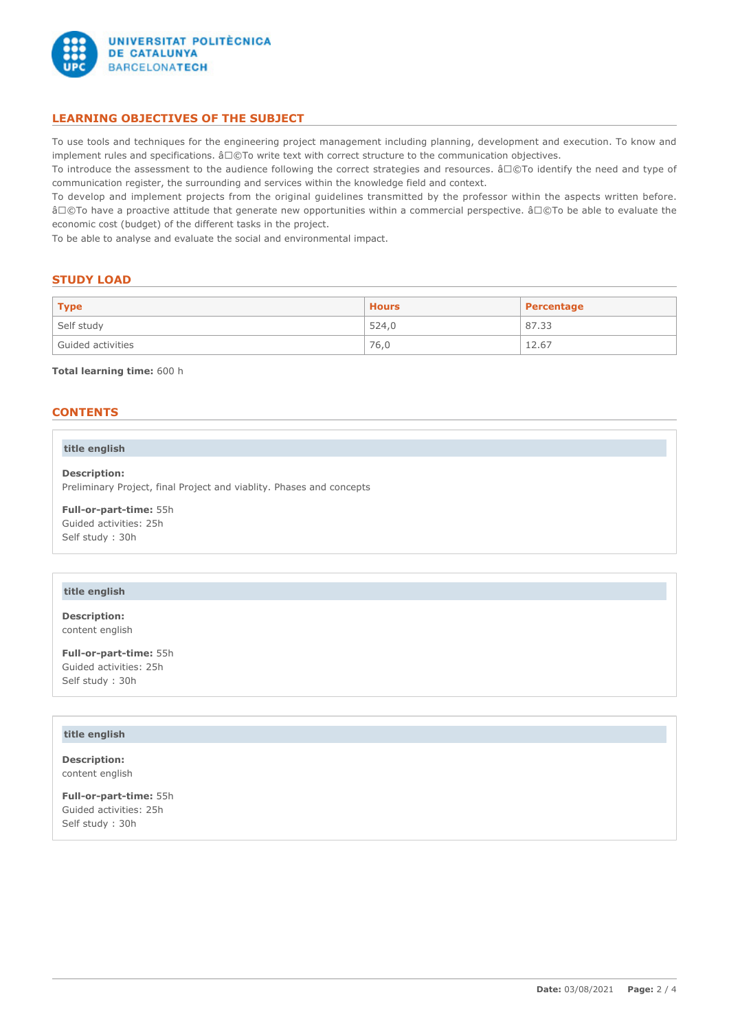## LEARNING OBJECTIVES OF THE SUBJECT

To use tools and techniques for the engineering project management including planning, development and execution. To know and implement rules and specifications. â□©To write text with correct structure to the communication objectives.
To introduce the assessment to the audience following the correct strategies and resources. â□©To identify the need and type of communication register, the surrounding and services within the knowledge field and context.
To develop and implement projects from the original guidelines transmitted by the professor within the aspects written before. â□©To have a proactive attitude that generate new opportunities within a commercial perspective. â□©To be able to evaluate the economic cost (budget) of the different tasks in the project.
To be able to analyse and evaluate the social and environmental impact.

## STUDY LOAD

| Type | Hours | Percentage |
|---|---|---|
| Self study | 524,0 | 87.33 |
| Guided activities | 76,0 | 12.67 |

**Total learning time:** 600 h

## CONTENTS

### title english

**Description:**
Preliminary Project, final Project and viablity. Phases and concepts

**Full-or-part-time:** 55h
Guided activities: 25h
Self study : 30h

### title english

**Description:**
content english

**Full-or-part-time:** 55h
Guided activities: 25h
Self study : 30h

### title english

**Description:**
content english

**Full-or-part-time:** 55h
Guided activities: 25h
Self study : 30h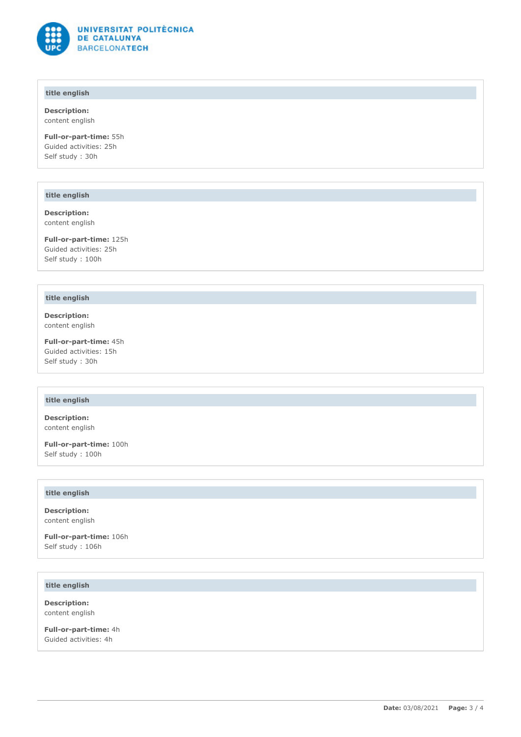**title english**

**Description:**
content english

**Full-or-part-time:** 55h
Guided activities: 25h
Self study : 30h

**title english**

**Description:**
content english

**Full-or-part-time:** 125h
Guided activities: 25h
Self study : 100h

**title english**

**Description:**
content english

**Full-or-part-time:** 45h
Guided activities: 15h
Self study : 30h

**title english**

**Description:**
content english

**Full-or-part-time:** 100h
Self study : 100h

**title english**

**Description:**
content english

**Full-or-part-time:** 106h
Self study : 106h

**title english**

**Description:**
content english

**Full-or-part-time:** 4h
Guided activities: 4h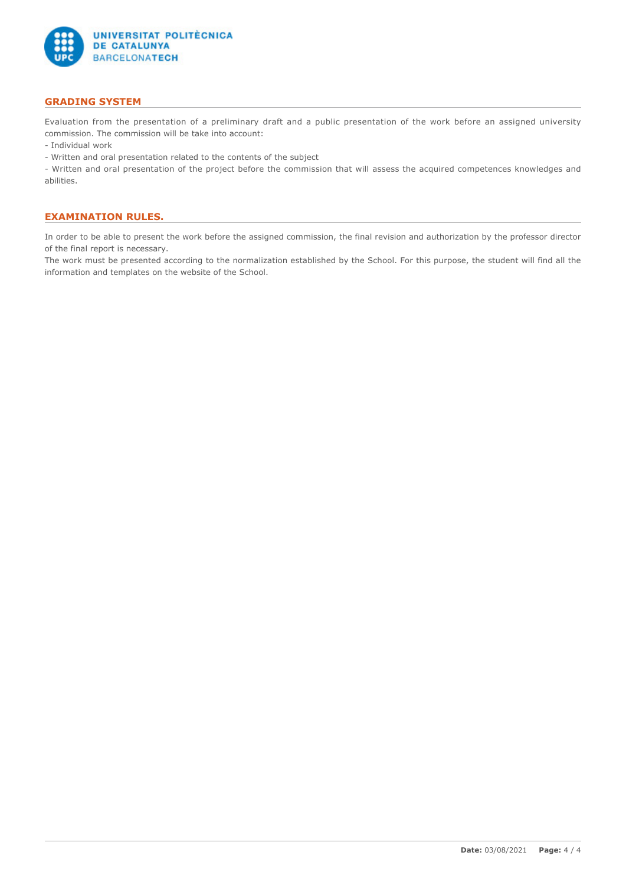## GRADING SYSTEM

Evaluation from the presentation of a preliminary draft and a public presentation of the work before an assigned university commission. The commission will be take into account:

- Individual work
- Written and oral presentation related to the contents of the subject
- Written and oral presentation of the project before the commission that will assess the acquired competences knowledges and abilities.

## EXAMINATION RULES.

In order to be able to present the work before the assigned commission, the final revision and authorization by the professor director of the final report is necessary.

The work must be presented according to the normalization established by the School. For this purpose, the student will find all the information and templates on the website of the School.